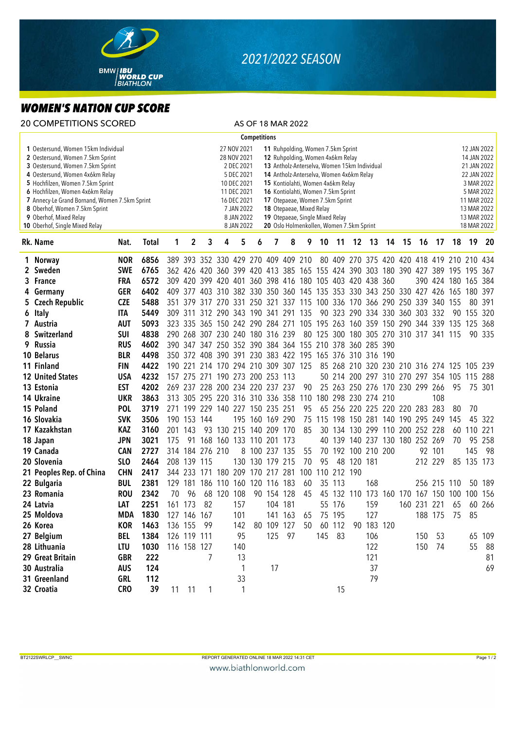# 2021/2022 SEASON

## BMW IBU WORLD CUP BIATHLON

# WOMEN'S NATION CUP SCORE

20 COMPETITIONS SCORED — AS OF 18 MAR 2022

**Competitions**

| No. | Competition | Date | No. | Competition | Date |
|---|---|---|---|---|---|
| 1 | Oestersund, Women 15km Individual | 27 NOV 2021 | 11 | Ruhpolding, Women 7.5km Sprint | 12 JAN 2022 |
| 2 | Oestersund, Women 7.5km Sprint | 28 NOV 2021 | 12 | Ruhpolding, Women 4x6km Relay | 14 JAN 2022 |
| 3 | Oestersund, Women 7.5km Sprint | 2 DEC 2021 | 13 | Antholz-Anterselva, Women 15km Individual | 21 JAN 2022 |
| 4 | Oestersund, Women 4x6km Relay | 5 DEC 2021 | 14 | Antholz-Anterselva, Women 4x6km Relay | 22 JAN 2022 |
| 5 | Hochfilzen, Women 7.5km Sprint | 10 DEC 2021 | 15 | Kontiolahti, Women 4x6km Relay | 3 MAR 2022 |
| 6 | Hochfilzen, Women 4x6km Relay | 11 DEC 2021 | 16 | Kontiolahti, Women 7.5km Sprint | 5 MAR 2022 |
| 7 | Annecy-Le Grand Bornand, Women 7.5km Sprint | 16 DEC 2021 | 17 | Otepaeae, Women 7.5km Sprint | 11 MAR 2022 |
| 8 | Oberhof, Women 7.5km Sprint | 7 JAN 2022 | 18 | Otepaeae, Mixed Relay | 13 MAR 2022 |
| 9 | Oberhof, Mixed Relay | 8 JAN 2022 | 19 | Otepaeae, Single Mixed Relay | 13 MAR 2022 |
| 10 | Oberhof, Single Mixed Relay | 8 JAN 2022 | 20 | Oslo Holmenkollen, Women 7.5km Sprint | 18 MAR 2022 |

| Rk. | Name | Nat. | Total | 1 | 2 | 3 | 4 | 5 | 6 | 7 | 8 | 9 | 10 | 11 | 12 | 13 | 14 | 15 | 16 | 17 | 18 | 19 | 20 |
|---|---|---|---|---|---|---|---|---|---|---|---|---|---|---|---|---|---|---|---|---|---|---|---|
| 1 | Norway | NOR | 6856 | 389 | 393 | 352 | 330 | 429 | 270 | 409 | 409 | 210 | 80 | 409 | 270 | 375 | 420 | 420 | 418 | 419 | 210 | 210 | 434 |
| 2 | Sweden | SWE | 6765 | 362 | 426 | 420 | 360 | 399 | 420 | 413 | 385 | 165 | 155 | 424 | 390 | 303 | 180 | 390 | 427 | 389 | 195 | 195 | 367 |
| 3 | France | FRA | 6572 | 309 | 420 | 399 | 420 | 401 | 360 | 398 | 416 | 180 | 105 | 403 | 420 | 438 | 360 | | 390 | 424 | 180 | 165 | 384 |
| 4 | Germany | GER | 6402 | 409 | 377 | 403 | 310 | 382 | 330 | 350 | 360 | 145 | 135 | 353 | 330 | 343 | 250 | 330 | 427 | 426 | 165 | 180 | 397 |
| 5 | Czech Republic | CZE | 5488 | 351 | 379 | 317 | 270 | 331 | 250 | 321 | 337 | 115 | 100 | 336 | 170 | 366 | 290 | 250 | 339 | 340 | 155 | 80 | 391 |
| 6 | Italy | ITA | 5449 | 309 | 311 | 312 | 290 | 343 | 190 | 341 | 291 | 135 | 90 | 323 | 290 | 334 | 330 | 360 | 303 | 332 | 90 | 155 | 320 |
| 7 | Austria | AUT | 5093 | 323 | 335 | 365 | 150 | 242 | 290 | 284 | 271 | 105 | 195 | 263 | 160 | 359 | 150 | 290 | 344 | 339 | 135 | 125 | 368 |
| 8 | Switzerland | SUI | 4838 | 290 | 268 | 307 | 230 | 240 | 180 | 316 | 239 | 80 | 125 | 300 | 180 | 305 | 270 | 310 | 317 | 341 | 115 | 90 | 335 |
| 9 | Russia | RUS | 4602 | 390 | 347 | 347 | 250 | 352 | 390 | 384 | 364 | 155 | 210 | 378 | 360 | 285 | 390 | | | | | | |
| 10 | Belarus | BLR | 4498 | 350 | 372 | 408 | 390 | 391 | 230 | 383 | 422 | 195 | 165 | 376 | 310 | 316 | 190 | | | | | | |
| 11 | Finland | FIN | 4422 | 190 | 221 | 214 | 170 | 294 | 210 | 309 | 307 | 125 | 85 | 268 | 210 | 320 | 230 | 210 | 316 | 274 | 125 | 105 | 239 |
| 12 | United States | USA | 4232 | 157 | 275 | 271 | 190 | 273 | 200 | 253 | 113 | | 50 | 214 | 200 | 297 | 310 | 270 | 297 | 354 | 105 | 115 | 288 |
| 13 | Estonia | EST | 4202 | 269 | 237 | 228 | 200 | 234 | 220 | 237 | 237 | 90 | 25 | 263 | 250 | 276 | 170 | 230 | 299 | 266 | 95 | 75 | 301 |
| 14 | Ukraine | UKR | 3863 | 313 | 305 | 295 | 220 | 316 | 310 | 336 | 358 | 110 | 180 | 298 | 230 | 274 | 210 | | | | | | |
| 15 | Poland | POL | 3719 | 271 | 199 | 229 | 140 | 227 | 150 | 235 | 251 | 95 | 65 | 256 | 220 | 225 | 220 | 220 | 283 | 283 | 80 | 70 | |
| 16 | Slovakia | SVK | 3506 | 190 | 153 | 144 | | 195 | 160 | 169 | 290 | 75 | 115 | 198 | 150 | 281 | 140 | 190 | 295 | 249 | 145 | 45 | 322 |
| 17 | Kazakhstan | KAZ | 3160 | 201 | 143 | 93 | 130 | 215 | 140 | 209 | 170 | 85 | 30 | 134 | 130 | 299 | 110 | 200 | 252 | 228 | 60 | 110 | 221 |
| 18 | Japan | JPN | 3021 | 175 | 91 | 168 | 160 | 133 | 110 | 201 | 173 | | 40 | 139 | 140 | 237 | 130 | 180 | 252 | 269 | 70 | 95 | 258 |
| 19 | Canada | CAN | 2727 | 314 | 184 | 276 | 210 | 8 | 100 | 237 | 135 | 55 | 70 | 192 | 100 | 210 | 200 | | 92 | 101 | | 145 | 98 |
| 20 | Slovenia | SLO | 2464 | 208 | 139 | 115 | | 130 | 130 | 179 | 215 | 70 | 95 | 48 | 120 | 181 | | | 212 | 229 | 85 | 135 | 173 |
| 21 | Peoples Rep. of China | CHN | 2417 | 344 | 233 | 171 | 180 | 209 | 170 | 217 | 281 | 100 | 110 | 212 | 190 | | | | | | | | |
| 22 | Bulgaria | BUL | 2381 | 129 | 181 | 186 | 110 | 160 | 120 | 116 | 183 | 60 | 35 | 113 | | 168 | | | 256 | 215 | 110 | 50 | 189 |
| 23 | Romania | ROU | 2342 | 70 | 96 | 68 | 120 | 108 | 90 | 154 | 128 | 45 | 45 | 132 | 110 | 173 | 160 | 170 | 167 | 150 | 100 | 100 | 156 |
| 24 | Latvia | LAT | 2251 | 161 | 173 | 82 | | 157 | | 104 | 181 | | 55 | 176 | | 159 | | 160 | 231 | 221 | 65 | 60 | 266 |
| 25 | Moldova | MDA | 1830 | 127 | 146 | 167 | | 101 | | 141 | 163 | 65 | 75 | 195 | | 127 | | | 188 | 175 | 75 | 85 | |
| 26 | Korea | KOR | 1463 | 136 | 155 | 99 | | 142 | 80 | 109 | 127 | 50 | 60 | 112 | 90 | 183 | 120 | | | | | | |
| 27 | Belgium | BEL | 1384 | 126 | 119 | 111 | | 95 | | 125 | 97 | | 145 | 83 | | 106 | | | 150 | 53 | | 65 | 109 |
| 28 | Lithuania | LTU | 1030 | 116 | 158 | 127 | | 140 | | | | | | | | 122 | | | 150 | 74 | | 55 | 88 |
| 29 | Great Britain | GBR | 222 | | | 7 | | 13 | | | | | | | | 121 | | | | | | | 81 |
| 30 | Australia | AUS | 124 | | | | | 1 | | 17 | | | | | | 37 | | | | | | | 69 |
| 31 | Greenland | GRL | 112 | | | | | 33 | | | | | | | | 79 | | | | | | | |
| 32 | Croatia | CRO | 39 | 11 | 11 | 1 | | 1 | | | | | | 15 | | | | | | | | | |

BT2122SWRLCP__SWNC — REPORT GENERATED ONLINE 18 MAR 2022 14:31 CET

www.biathlonworld.com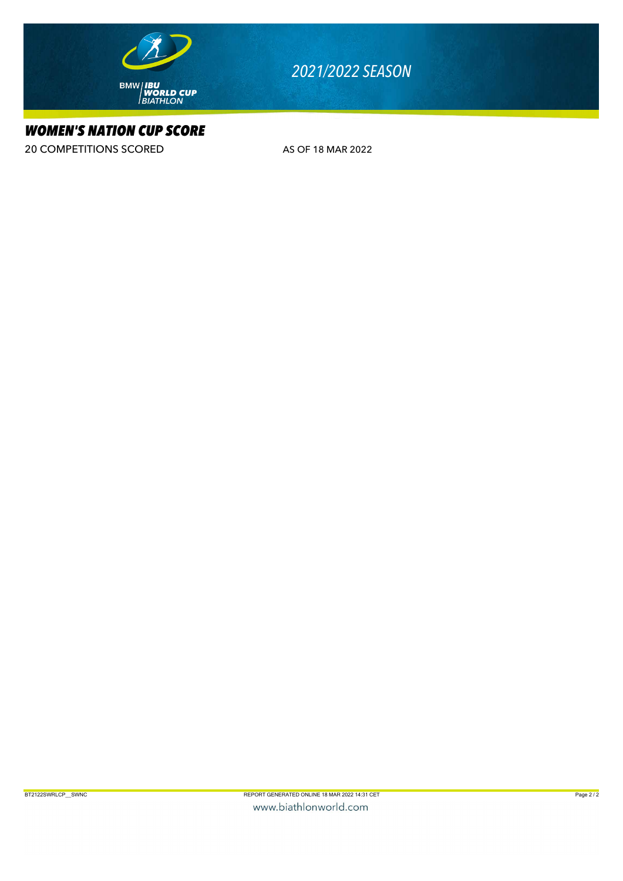## WOMEN'S NATION CUP SCORE

20 COMPETITIONS SCORED

AS OF 18 MAR 2022